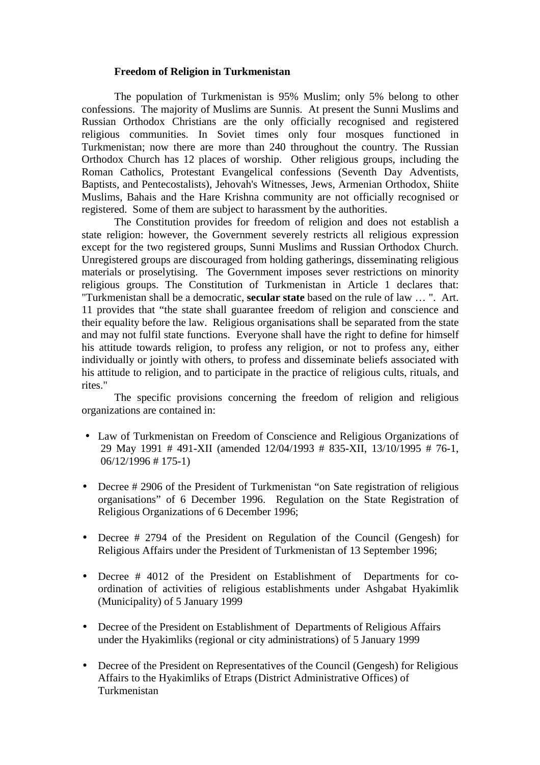**Freedom of Religion in Turkmenistan**

The population of Turkmenistan is 95% Muslim; only 5% belong to other confessions. The majority of Muslims are Sunnis. At present the Sunni Muslims and Russian Orthodox Christians are the only officially recognised and registered religious communities. In Soviet times only four mosques functioned in Turkmenistan; now there are more than 240 throughout the country. The Russian Orthodox Church has 12 places of worship. Other religious groups, including the Roman Catholics, Protestant Evangelical confessions (Seventh Day Adventists, Baptists, and Pentecostalists), Jehovah's Witnesses, Jews, Armenian Orthodox, Shiite Muslims, Bahais and the Hare Krishna community are not officially recognised or registered. Some of them are subject to harassment by the authorities.

The Constitution provides for freedom of religion and does not establish a state religion: however, the Government severely restricts all religious expression except for the two registered groups, Sunni Muslims and Russian Orthodox Church. Unregistered groups are discouraged from holding gatherings, disseminating religious materials or proselytising. The Government imposes sever restrictions on minority religious groups. The Constitution of Turkmenistan in Article 1 declares that: "Turkmenistan shall be a democratic, **secular state** based on the rule of law … ". Art. 11 provides that "the state shall guarantee freedom of religion and conscience and their equality before the law. Religious organisations shall be separated from the state and may not fulfil state functions. Everyone shall have the right to define for himself his attitude towards religion, to profess any religion, or not to profess any, either individually or jointly with others, to profess and disseminate beliefs associated with his attitude to religion, and to participate in the practice of religious cults, rituals, and rites."

The specific provisions concerning the freedom of religion and religious organizations are contained in:

- Law of Turkmenistan on Freedom of Conscience and Religious Organizations of 29 May 1991 # 491-XII (amended 12/04/1993 # 835-XII, 13/10/1995 # 76-1, 06/12/1996 # 175-1)
- Decree # 2906 of the President of Turkmenistan "on Sate registration of religious organisations" of 6 December 1996. Regulation on the State Registration of Religious Organizations of 6 December 1996;
- Decree # 2794 of the President on Regulation of the Council (Gengesh) for Religious Affairs under the President of Turkmenistan of 13 September 1996;
- Decree # 4012 of the President on Establishment of Departments for co-ordination of activities of religious establishments under Ashgabat Hyakimlik (Municipality) of 5 January 1999
- Decree of the President on Establishment of Departments of Religious Affairs under the Hyakimliks (regional or city administrations) of 5 January 1999
- Decree of the President on Representatives of the Council (Gengesh) for Religious Affairs to the Hyakimliks of Etraps (District Administrative Offices) of Turkmenistan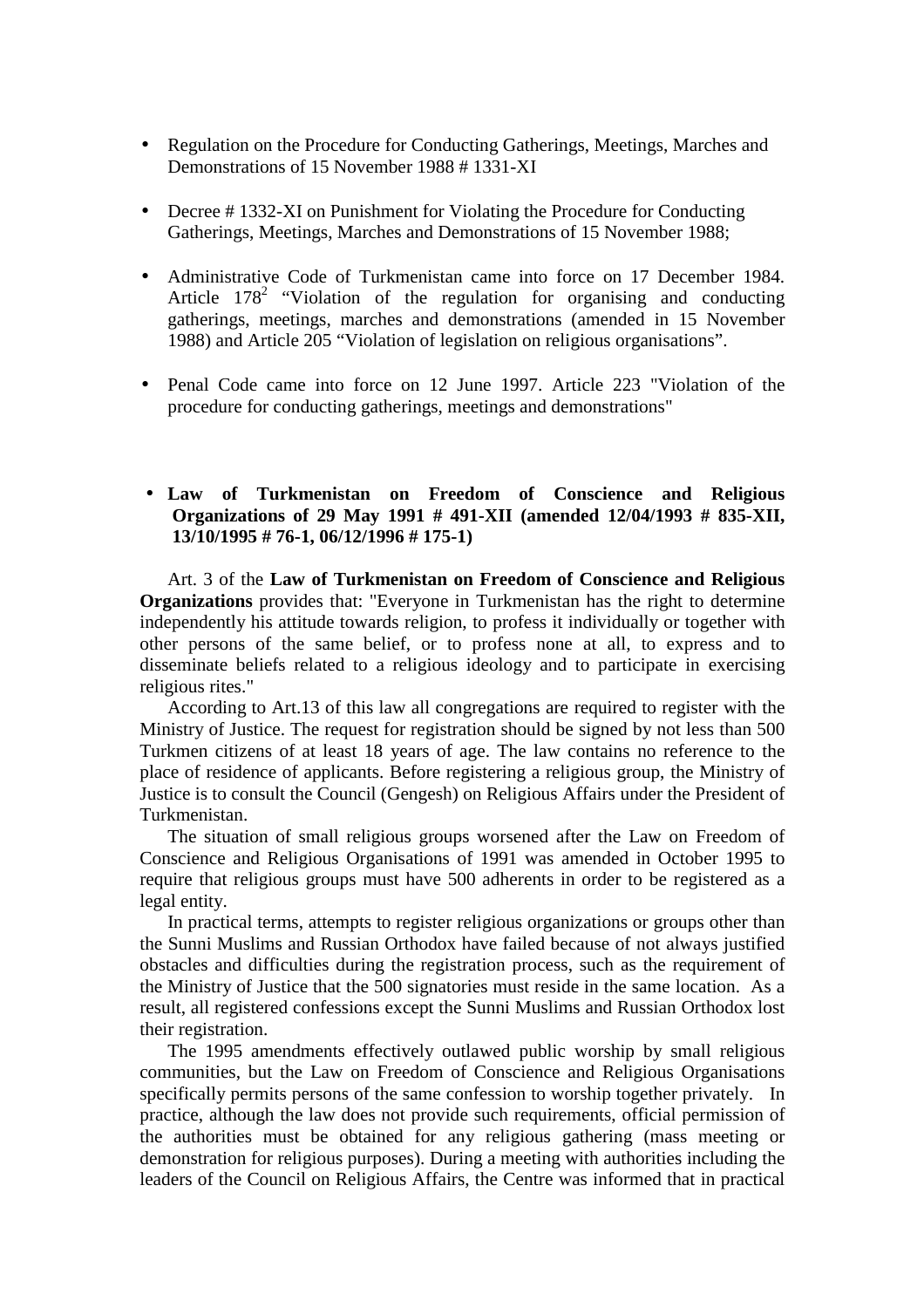- Regulation on the Procedure for Conducting Gatherings, Meetings, Marches and Demonstrations of 15 November 1988 # 1331-XI

- Decree # 1332-XI on Punishment for Violating the Procedure for Conducting Gatherings, Meetings, Marches and Demonstrations of 15 November 1988;

- Administrative Code of Turkmenistan came into force on 17 December 1984. Article $178^2$ "Violation of the regulation for organising and conducting gatherings, meetings, marches and demonstrations (amended in 15 November 1988) and Article 205 "Violation of legislation on religious organisations".

- Penal Code came into force on 12 June 1997. Article 223 "Violation of the procedure for conducting gatherings, meetings and demonstrations"

- **Law of Turkmenistan on Freedom of Conscience and Religious Organizations of 29 May 1991 # 491-XII (amended 12/04/1993 # 835-XII, 13/10/1995 # 76-1, 06/12/1996 # 175-1)**

Art. 3 of the **Law of Turkmenistan on Freedom of Conscience and Religious Organizations** provides that: "Everyone in Turkmenistan has the right to determine independently his attitude towards religion, to profess it individually or together with other persons of the same belief, or to profess none at all, to express and to disseminate beliefs related to a religious ideology and to participate in exercising religious rites."

According to Art.13 of this law all congregations are required to register with the Ministry of Justice. The request for registration should be signed by not less than 500 Turkmen citizens of at least 18 years of age. The law contains no reference to the place of residence of applicants. Before registering a religious group, the Ministry of Justice is to consult the Council (Gengesh) on Religious Affairs under the President of Turkmenistan.

The situation of small religious groups worsened after the Law on Freedom of Conscience and Religious Organisations of 1991 was amended in October 1995 to require that religious groups must have 500 adherents in order to be registered as a legal entity.

In practical terms, attempts to register religious organizations or groups other than the Sunni Muslims and Russian Orthodox have failed because of not always justified obstacles and difficulties during the registration process, such as the requirement of the Ministry of Justice that the 500 signatories must reside in the same location. As a result, all registered confessions except the Sunni Muslims and Russian Orthodox lost their registration.

The 1995 amendments effectively outlawed public worship by small religious communities, but the Law on Freedom of Conscience and Religious Organisations specifically permits persons of the same confession to worship together privately. In practice, although the law does not provide such requirements, official permission of the authorities must be obtained for any religious gathering (mass meeting or demonstration for religious purposes). During a meeting with authorities including the leaders of the Council on Religious Affairs, the Centre was informed that in practical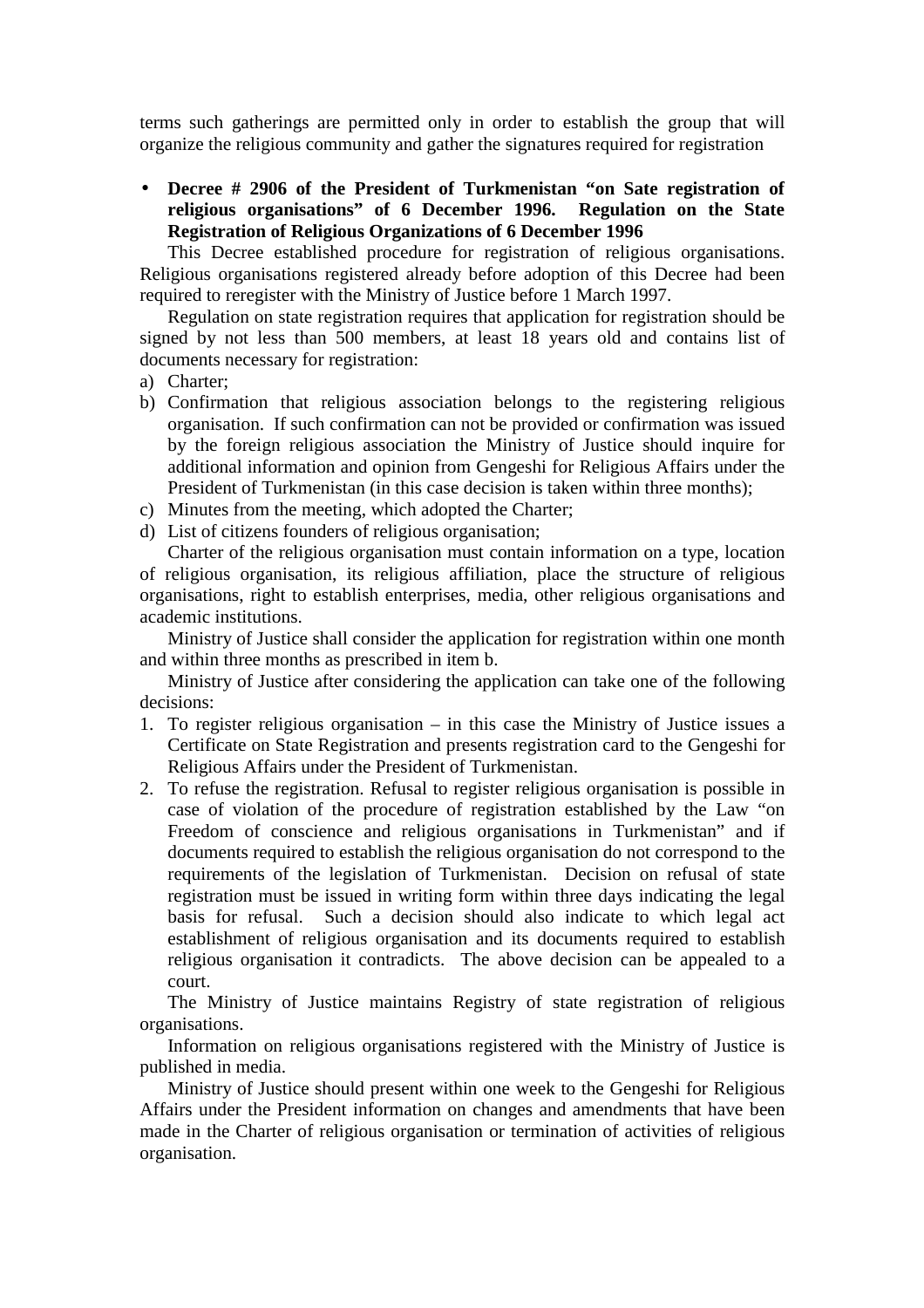terms such gatherings are permitted only in order to establish the group that will organize the religious community and gather the signatures required for registration

- **Decree # 2906 of the President of Turkmenistan "on Sate registration of religious organisations" of 6 December 1996. Regulation on the State Registration of Religious Organizations of 6 December 1996**

This Decree established procedure for registration of religious organisations. Religious organisations registered already before adoption of this Decree had been required to reregister with the Ministry of Justice before 1 March 1997.

Regulation on state registration requires that application for registration should be signed by not less than 500 members, at least 18 years old and contains list of documents necessary for registration:

a) Charter;
b) Confirmation that religious association belongs to the registering religious organisation. If such confirmation can not be provided or confirmation was issued by the foreign religious association the Ministry of Justice should inquire for additional information and opinion from Gengeshi for Religious Affairs under the President of Turkmenistan (in this case decision is taken within three months);
c) Minutes from the meeting, which adopted the Charter;
d) List of citizens founders of religious organisation;

Charter of the religious organisation must contain information on a type, location of religious organisation, its religious affiliation, place the structure of religious organisations, right to establish enterprises, media, other religious organisations and academic institutions.

Ministry of Justice shall consider the application for registration within one month and within three months as prescribed in item b.

Ministry of Justice after considering the application can take one of the following decisions:

1. To register religious organisation – in this case the Ministry of Justice issues a Certificate on State Registration and presents registration card to the Gengeshi for Religious Affairs under the President of Turkmenistan.
2. To refuse the registration. Refusal to register religious organisation is possible in case of violation of the procedure of registration established by the Law "on Freedom of conscience and religious organisations in Turkmenistan" and if documents required to establish the religious organisation do not correspond to the requirements of the legislation of Turkmenistan. Decision on refusal of state registration must be issued in writing form within three days indicating the legal basis for refusal. Such a decision should also indicate to which legal act establishment of religious organisation and its documents required to establish religious organisation it contradicts. The above decision can be appealed to a court.

The Ministry of Justice maintains Registry of state registration of religious organisations.

Information on religious organisations registered with the Ministry of Justice is published in media.

Ministry of Justice should present within one week to the Gengeshi for Religious Affairs under the President information on changes and amendments that have been made in the Charter of religious organisation or termination of activities of religious organisation.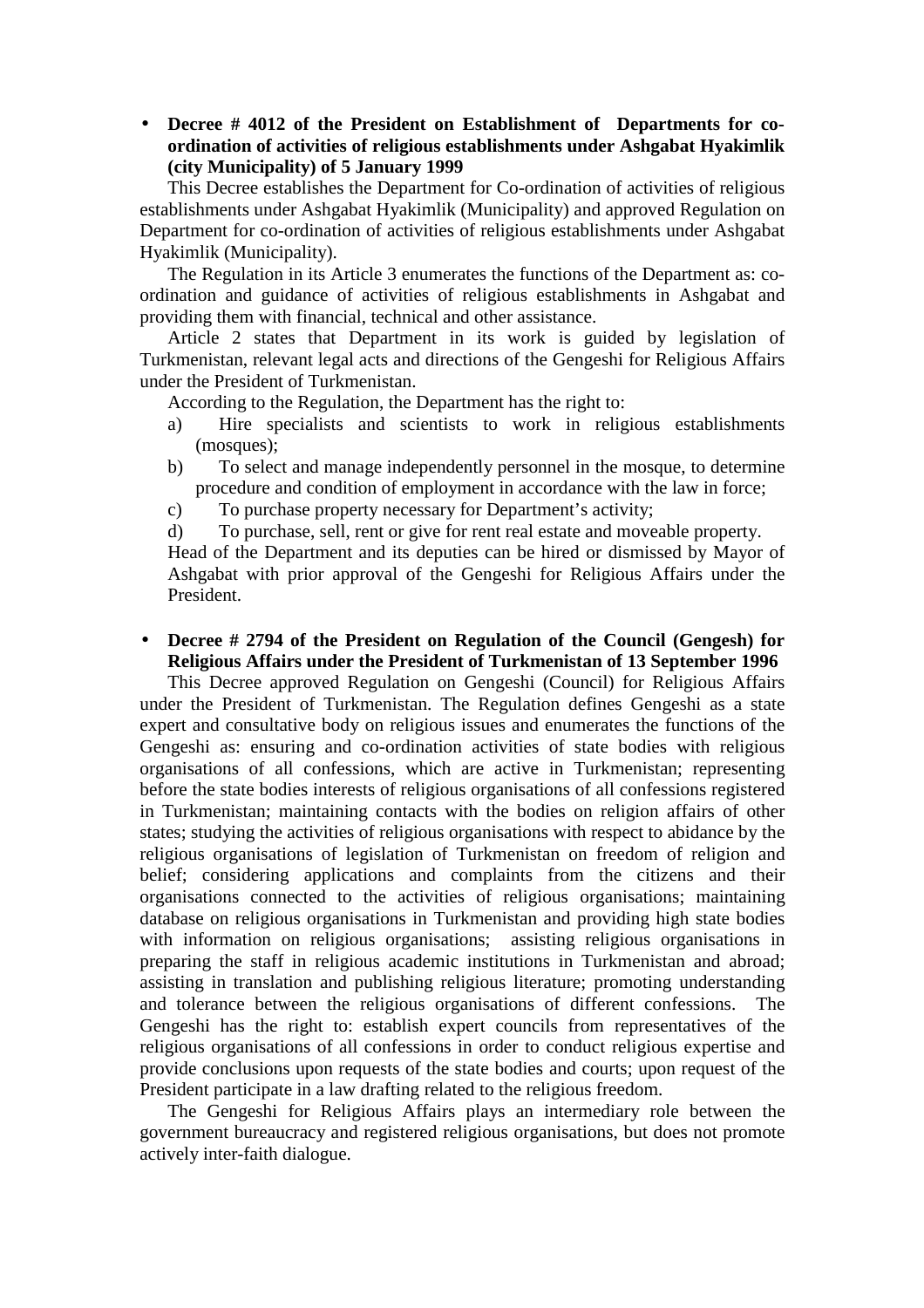- **Decree # 4012 of the President on Establishment of Departments for co-ordination of activities of religious establishments under Ashgabat Hyakimlik (city Municipality) of 5 January 1999**

This Decree establishes the Department for Co-ordination of activities of religious establishments under Ashgabat Hyakimlik (Municipality) and approved Regulation on Department for co-ordination of activities of religious establishments under Ashgabat Hyakimlik (Municipality).

The Regulation in its Article 3 enumerates the functions of the Department as: co-ordination and guidance of activities of religious establishments in Ashgabat and providing them with financial, technical and other assistance.

Article 2 states that Department in its work is guided by legislation of Turkmenistan, relevant legal acts and directions of the Gengeshi for Religious Affairs under the President of Turkmenistan.

According to the Regulation, the Department has the right to:

a) Hire specialists and scientists to work in religious establishments (mosques);
b) To select and manage independently personnel in the mosque, to determine procedure and condition of employment in accordance with the law in force;
c) To purchase property necessary for Department's activity;
d) To purchase, sell, rent or give for rent real estate and moveable property.

Head of the Department and its deputies can be hired or dismissed by Mayor of Ashgabat with prior approval of the Gengeshi for Religious Affairs under the President.

- **Decree # 2794 of the President on Regulation of the Council (Gengesh) for Religious Affairs under the President of Turkmenistan of 13 September 1996**

This Decree approved Regulation on Gengeshi (Council) for Religious Affairs under the President of Turkmenistan. The Regulation defines Gengeshi as a state expert and consultative body on religious issues and enumerates the functions of the Gengeshi as: ensuring and co-ordination activities of state bodies with religious organisations of all confessions, which are active in Turkmenistan; representing before the state bodies interests of religious organisations of all confessions registered in Turkmenistan; maintaining contacts with the bodies on religion affairs of other states; studying the activities of religious organisations with respect to abidance by the religious organisations of legislation of Turkmenistan on freedom of religion and belief; considering applications and complaints from the citizens and their organisations connected to the activities of religious organisations; maintaining database on religious organisations in Turkmenistan and providing high state bodies with information on religious organisations; assisting religious organisations in preparing the staff in religious academic institutions in Turkmenistan and abroad; assisting in translation and publishing religious literature; promoting understanding and tolerance between the religious organisations of different confessions. The Gengeshi has the right to: establish expert councils from representatives of the religious organisations of all confessions in order to conduct religious expertise and provide conclusions upon requests of the state bodies and courts; upon request of the President participate in a law drafting related to the religious freedom.

The Gengeshi for Religious Affairs plays an intermediary role between the government bureaucracy and registered religious organisations, but does not promote actively inter-faith dialogue.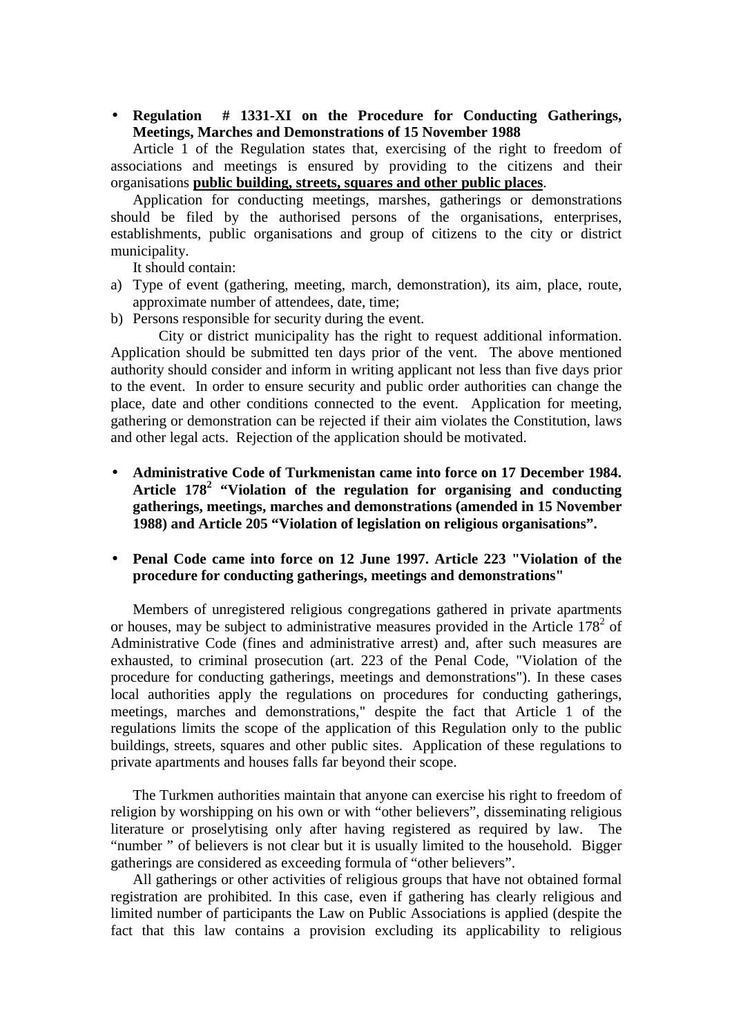- **Regulation # 1331-XI on the Procedure for Conducting Gatherings, Meetings, Marches and Demonstrations of 15 November 1988**

Article 1 of the Regulation states that, exercising of the right to freedom of associations and meetings is ensured by providing to the citizens and their organisations **public building, streets, squares and other public places**.

Application for conducting meetings, marshes, gatherings or demonstrations should be filed by the authorised persons of the organisations, enterprises, establishments, public organisations and group of citizens to the city or district municipality.

It should contain:

a) Type of event (gathering, meeting, march, demonstration), its aim, place, route, approximate number of attendees, date, time;
b) Persons responsible for security during the event.

City or district municipality has the right to request additional information. Application should be submitted ten days prior of the vent. The above mentioned authority should consider and inform in writing applicant not less than five days prior to the event. In order to ensure security and public order authorities can change the place, date and other conditions connected to the event. Application for meeting, gathering or demonstration can be rejected if their aim violates the Constitution, laws and other legal acts. Rejection of the application should be motivated.

- **Administrative Code of Turkmenistan came into force on 17 December 1984. Article $178^2$ "Violation of the regulation for organising and conducting gatherings, meetings, marches and demonstrations (amended in 15 November 1988) and Article 205 "Violation of legislation on religious organisations".**

- **Penal Code came into force on 12 June 1997. Article 223 "Violation of the procedure for conducting gatherings, meetings and demonstrations"**

Members of unregistered religious congregations gathered in private apartments or houses, may be subject to administrative measures provided in the Article $178^2$ of Administrative Code (fines and administrative arrest) and, after such measures are exhausted, to criminal prosecution (art. 223 of the Penal Code, "Violation of the procedure for conducting gatherings, meetings and demonstrations"). In these cases local authorities apply the regulations on procedures for conducting gatherings, meetings, marches and demonstrations," despite the fact that Article 1 of the regulations limits the scope of the application of this Regulation only to the public buildings, streets, squares and other public sites. Application of these regulations to private apartments and houses falls far beyond their scope.

The Turkmen authorities maintain that anyone can exercise his right to freedom of religion by worshipping on his own or with "other believers", disseminating religious literature or proselytising only after having registered as required by law. The "number " of believers is not clear but it is usually limited to the household. Bigger gatherings are considered as exceeding formula of "other believers".

All gatherings or other activities of religious groups that have not obtained formal registration are prohibited. In this case, even if gathering has clearly religious and limited number of participants the Law on Public Associations is applied (despite the fact that this law contains a provision excluding its applicability to religious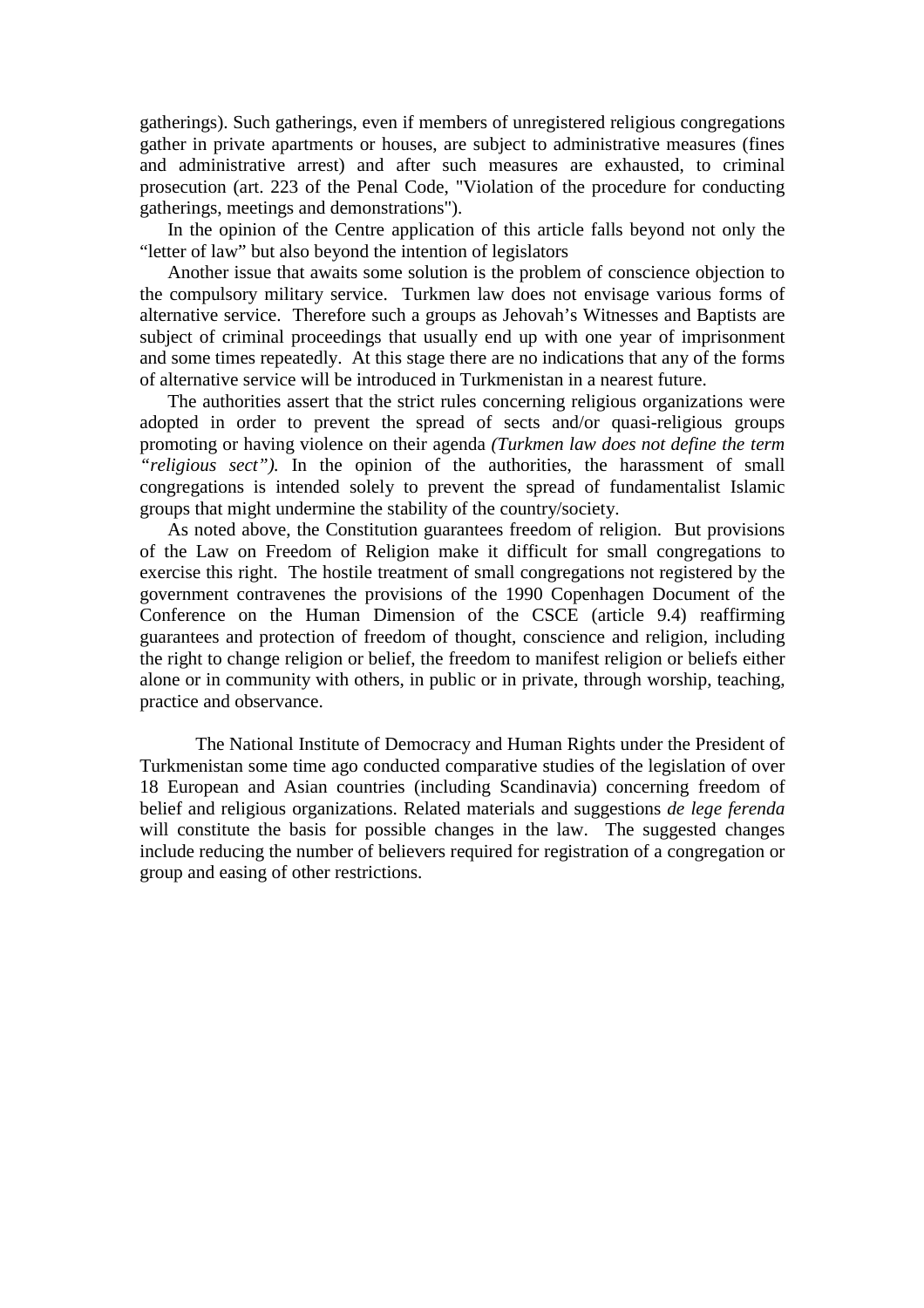gatherings). Such gatherings, even if members of unregistered religious congregations gather in private apartments or houses, are subject to administrative measures (fines and administrative arrest) and after such measures are exhausted, to criminal prosecution (art. 223 of the Penal Code, "Violation of the procedure for conducting gatherings, meetings and demonstrations").

In the opinion of the Centre application of this article falls beyond not only the "letter of law" but also beyond the intention of legislators

Another issue that awaits some solution is the problem of conscience objection to the compulsory military service. Turkmen law does not envisage various forms of alternative service. Therefore such a groups as Jehovah's Witnesses and Baptists are subject of criminal proceedings that usually end up with one year of imprisonment and some times repeatedly. At this stage there are no indications that any of the forms of alternative service will be introduced in Turkmenistan in a nearest future.

The authorities assert that the strict rules concerning religious organizations were adopted in order to prevent the spread of sects and/or quasi-religious groups promoting or having violence on their agenda *(Turkmen law does not define the term "religious sect").* In the opinion of the authorities, the harassment of small congregations is intended solely to prevent the spread of fundamentalist Islamic groups that might undermine the stability of the country/society.

As noted above, the Constitution guarantees freedom of religion. But provisions of the Law on Freedom of Religion make it difficult for small congregations to exercise this right. The hostile treatment of small congregations not registered by the government contravenes the provisions of the 1990 Copenhagen Document of the Conference on the Human Dimension of the CSCE (article 9.4) reaffirming guarantees and protection of freedom of thought, conscience and religion, including the right to change religion or belief, the freedom to manifest religion or beliefs either alone or in community with others, in public or in private, through worship, teaching, practice and observance.

The National Institute of Democracy and Human Rights under the President of Turkmenistan some time ago conducted comparative studies of the legislation of over 18 European and Asian countries (including Scandinavia) concerning freedom of belief and religious organizations. Related materials and suggestions *de lege ferenda* will constitute the basis for possible changes in the law. The suggested changes include reducing the number of believers required for registration of a congregation or group and easing of other restrictions.